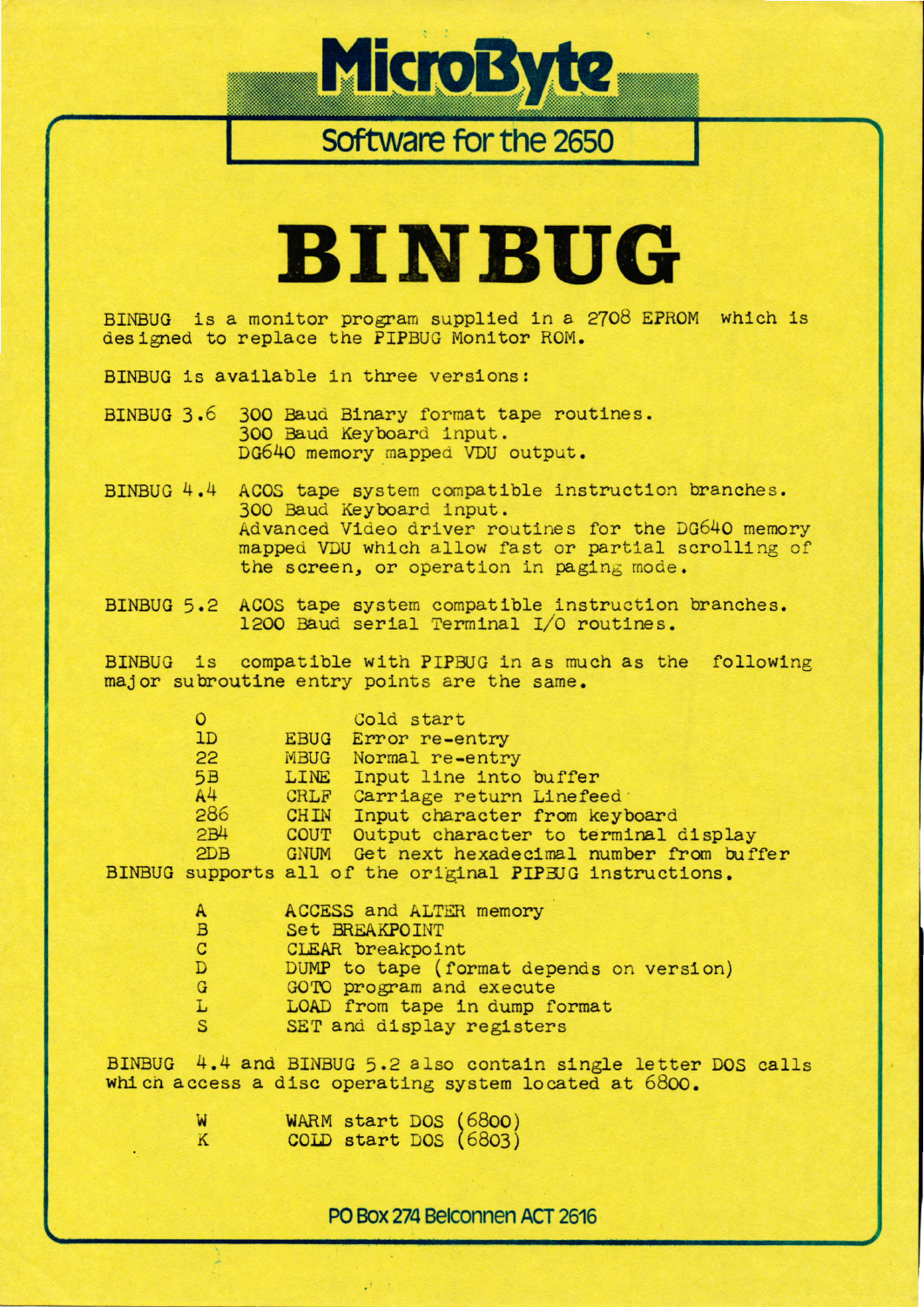# MicroByte

## Software for the 2650

# BINBUG

BINBUG is a monitor program supplied in a 2708 EPROM which is designed to replace the PIPBUG Monitor ROM.

BINBUG is available in three versions:

| | |
|---|---|
| BINBUG 3.6 | 300 Baud Binary format tape routines.<br>300 Baud Keyboard input.<br>DG640 memory mapped VDU output. |
| BINBUG 4.4 | ACOS tape system compatible instruction branches.<br>300 Baud Keyboard input.<br>Advanced Video driver routines for the DG640 memory mapped VDU which allow fast or partial scrolling of the screen, or operation in paging mode. |
| BINBUG 5.2 | ACOS tape system compatible instruction branches.<br>1200 Baud serial Terminal I/O routines. |

BINBUG is compatible with PIPBUG in as much as the following major subroutine entry points are the same.

| | | |
|---|---|---|
| 0 | | Cold start |
| 1D | EBUG | Error re-entry |
| 22 | MBUG | Normal re-entry |
| 5B | LINE | Input line into buffer |
| A4 | CRLF | Carriage return Linefeed |
| 286 | CHIN | Input character from keyboard |
| 2B4 | COUT | Output character to terminal display |
| 2DB | GNUM | Get next hexadecimal number from buffer |

BINBUG supports all of the original PIPBUG instructions.

| | |
|---|---|
| A | ACCESS and ALTER memory |
| B | Set BREAKPOINT |
| C | CLEAR breakpoint |
| D | DUMP to tape (format depends on version) |
| G | GOTO program and execute |
| L | LOAD from tape in dump format |
| S | SET and display registers |

BINBUG 4.4 and BINBUG 5.2 also contain single letter DOS calls which access a disc operating system located at 6800.

| | |
|---|---|
| W | WARM start DOS (6800) |
| K | COLD start DOS (6803) |

PO Box 274 Belconnen ACT 2616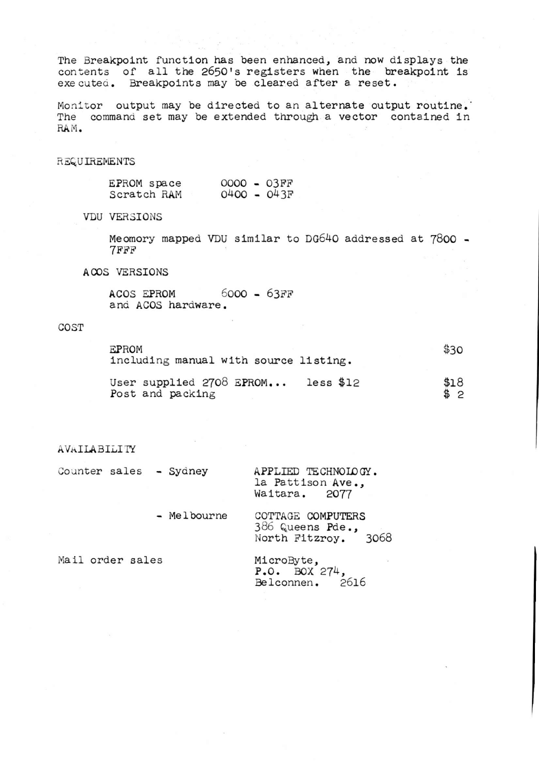The Breakpoint function has been enhanced, and now displays the contents of all the 2650's registers when the breakpoint is executed. Breakpoints may be cleared after a reset.

Monitor output may be directed to an alternate output routine. The command set may be extended through a vector contained in RAM.

## REQUIREMENTS

| | |
|---|---|
| EPROM space | 0000 - 03FF |
| Scratch RAM | 0400 - 043F |

### VDU VERSIONS

Meomory mapped VDU similar to DG640 addressed at 7800 - 7FFF

### ACOS VERSIONS

ACOS EPROM 6000 - 63FF
and ACOS hardware.

## COST

| | | |
|---|---|---|
| EPROM<br>including manual with source listing. | | $30 |
| User supplied 2708 EPROM... | less $12 | $18 |
| Post and packing | | $ 2 |

## AVAILABILITY

| | | |
|---|---|---|
| Counter sales | - Sydney | APPLIED TECHNOLOGY.<br>1a Pattison Ave.,<br>Waitara. 2077 |
| | - Melbourne | COTTAGE COMPUTERS<br>386 Queens Pde.,<br>North Fitzroy. 3068 |
| Mail order sales | | MicroByte,<br>P.O. BOX 274,<br>Belconnen. 2616 |